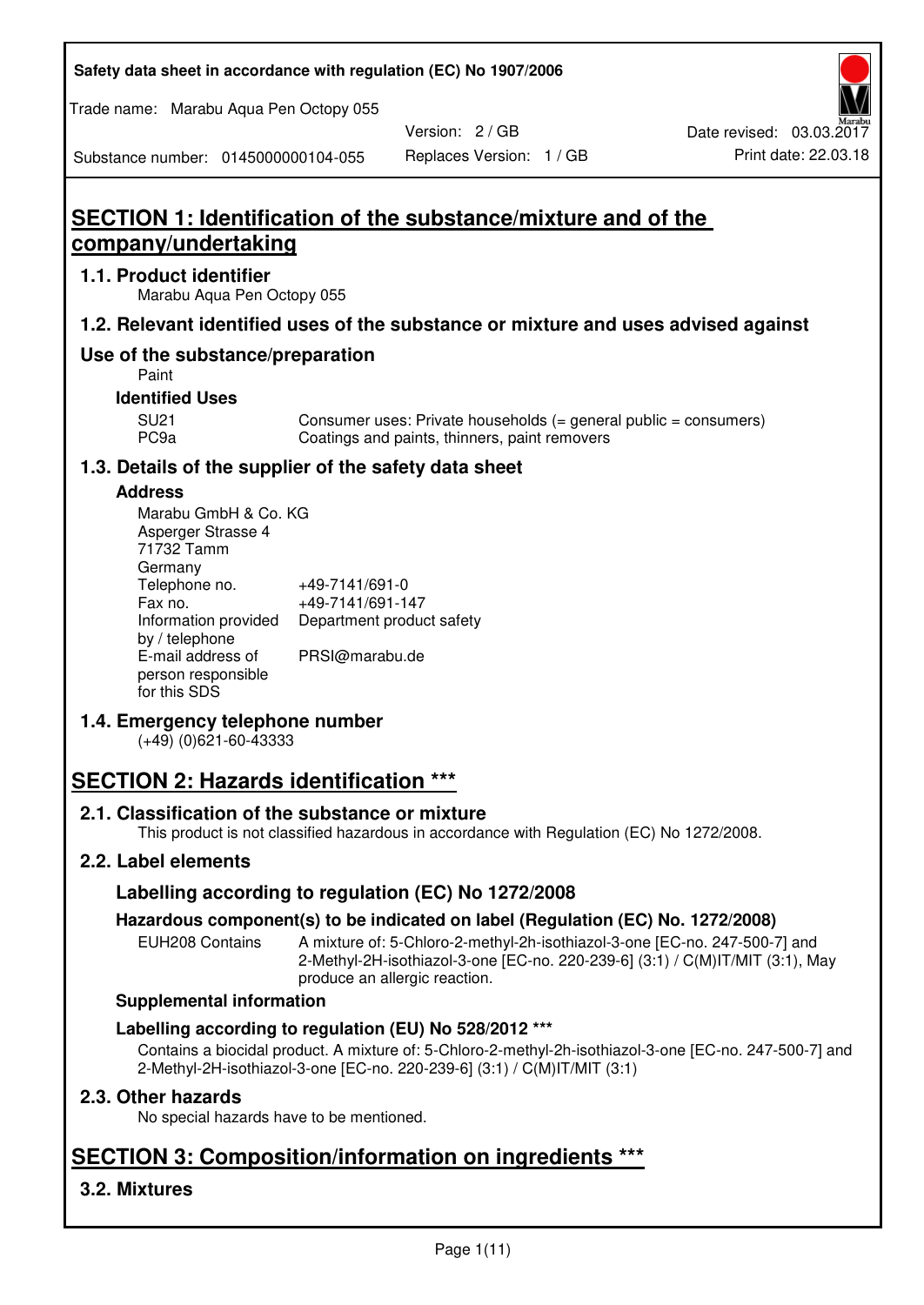Safety data sheet in accordance with regulation (EC) No 1907/2006

Trade name: Marabu Aqua Pen Octopy 055

Substance number: 0145000000104-055

Version: 2 / GB

Replaces Version: 1 / GB

Date revised: 03.03.2017

Print date: 22.03.18

# SECTION 1: Identification of the substance/mixture and of the company/undertaking

## 1.1. Product identifier

Marabu Aqua Pen Octopy 055

## 1.2. Relevant identified uses of the substance or mixture and uses advised against

## Use of the substance/preparation

Paint

### Identified Uses

| | |
|---|---|
| SU21 | Consumer uses: Private households (= general public = consumers) |
| PC9a | Coatings and paints, thinners, paint removers |

## 1.3. Details of the supplier of the safety data sheet

### Address

Marabu GmbH & Co. KG
Asperger Strasse 4
71732 Tamm
Germany

| | |
|---|---|
| Telephone no. | +49-7141/691-0 |
| Fax no. | +49-7141/691-147 |
| Information provided by / telephone | Department product safety |
| E-mail address of person responsible for this SDS | PRSI@marabu.de |

## 1.4. Emergency telephone number

(+49) (0)621-60-43333

# SECTION 2: Hazards identification ***

## 2.1. Classification of the substance or mixture

This product is not classified hazardous in accordance with Regulation (EC) No 1272/2008.

## 2.2. Label elements

### Labelling according to regulation (EC) No 1272/2008

### Hazardous component(s) to be indicated on label (Regulation (EC) No. 1272/2008)

EUH208 Contains: A mixture of: 5-Chloro-2-methyl-2h-isothiazol-3-one [EC-no. 247-500-7] and 2-Methyl-2H-isothiazol-3-one [EC-no. 220-239-6] (3:1) / C(M)IT/MIT (3:1), May produce an allergic reaction.

### Supplemental information

### Labelling according to regulation (EU) No 528/2012 ***

Contains a biocidal product. A mixture of: 5-Chloro-2-methyl-2h-isothiazol-3-one [EC-no. 247-500-7] and 2-Methyl-2H-isothiazol-3-one [EC-no. 220-239-6] (3:1) / C(M)IT/MIT (3:1)

## 2.3. Other hazards

No special hazards have to be mentioned.

# SECTION 3: Composition/information on ingredients ***

## 3.2. Mixtures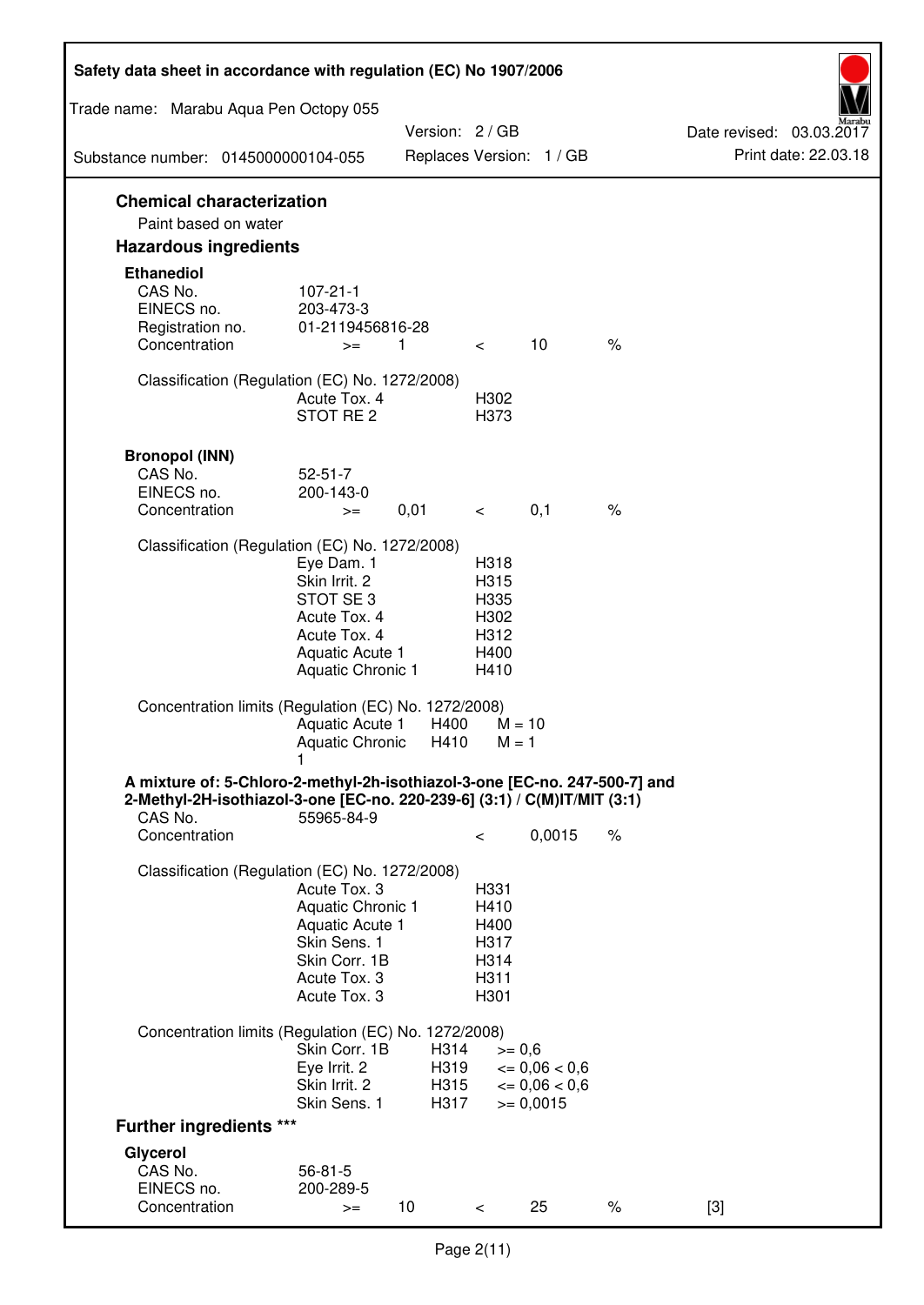## Chemical characterization

Paint based on water

## Hazardous ingredients

### Ethanediol

| | | | | | |
|---|---|---|---|---|---|
| CAS No. | 107-21-1 | | | | |
| EINECS no. | 203-473-3 | | | | |
| Registration no. | 01-2119456816-28 | | | | |
| Concentration | >= | 1 | < | 10 | % |

Classification (Regulation (EC) No. 1272/2008)

| | |
|---|---|
| Acute Tox. 4 | H302 |
| STOT RE 2 | H373 |

### Bronopol (INN)

| | | | | | |
|---|---|---|---|---|---|
| CAS No. | 52-51-7 | | | | |
| EINECS no. | 200-143-0 | | | | |
| Concentration | >= | 0,01 | < | 0,1 | % |

Classification (Regulation (EC) No. 1272/2008)

| | |
|---|---|
| Eye Dam. 1 | H318 |
| Skin Irrit. 2 | H315 |
| STOT SE 3 | H335 |
| Acute Tox. 4 | H302 |
| Acute Tox. 4 | H312 |
| Aquatic Acute 1 | H400 |
| Aquatic Chronic 1 | H410 |

Concentration limits (Regulation (EC) No. 1272/2008)

| | | |
|---|---|---|
| Aquatic Acute 1 | H400 | M = 10 |
| Aquatic Chronic 1 | H410 | M = 1 |

### A mixture of: 5-Chloro-2-methyl-2h-isothiazol-3-one [EC-no. 247-500-7] and 2-Methyl-2H-isothiazol-3-one [EC-no. 220-239-6] (3:1) / C(M)IT/MIT (3:1)

| | | | |
|---|---|---|---|
| CAS No. | 55965-84-9 | | |
| Concentration | < | 0,0015 | % |

Classification (Regulation (EC) No. 1272/2008)

| | |
|---|---|
| Acute Tox. 3 | H331 |
| Aquatic Chronic 1 | H410 |
| Aquatic Acute 1 | H400 |
| Skin Sens. 1 | H317 |
| Skin Corr. 1B | H314 |
| Acute Tox. 3 | H311 |
| Acute Tox. 3 | H301 |

Concentration limits (Regulation (EC) No. 1272/2008)

| | | |
|---|---|---|
| Skin Corr. 1B | H314 | >= 0,6 |
| Eye Irrit. 2 | H319 | <= 0,06 < 0,6 |
| Skin Irrit. 2 | H315 | <= 0,06 < 0,6 |
| Skin Sens. 1 | H317 | >= 0,0015 |

## Further ingredients ***

### Glycerol

| | | | | | | |
|---|---|---|---|---|---|---|
| CAS No. | 56-81-5 | | | | | |
| EINECS no. | 200-289-5 | | | | | |
| Concentration | >= | 10 | < | 25 | % | [3] |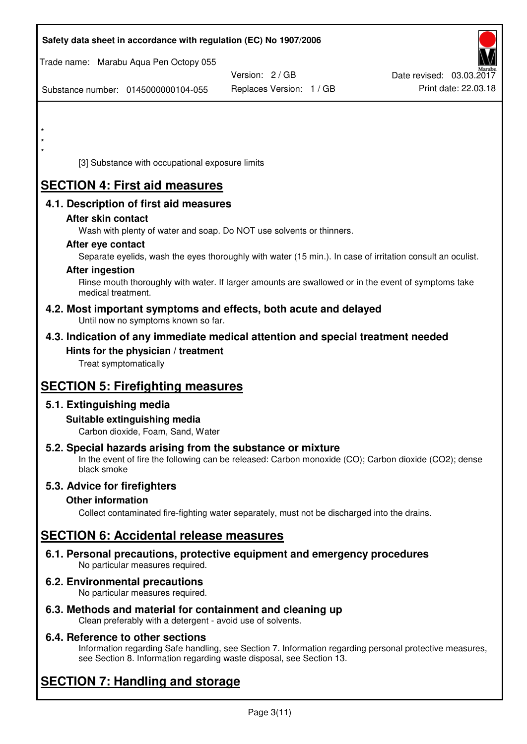*
*
*

[3] Substance with occupational exposure limits

# SECTION 4: First aid measures

## 4.1. Description of first aid measures

### After skin contact

Wash with plenty of water and soap. Do NOT use solvents or thinners.

### After eye contact

Separate eyelids, wash the eyes thoroughly with water (15 min.). In case of irritation consult an oculist.

### After ingestion

Rinse mouth thoroughly with water. If larger amounts are swallowed or in the event of symptoms take medical treatment.

## 4.2. Most important symptoms and effects, both acute and delayed

Until now no symptoms known so far.

## 4.3. Indication of any immediate medical attention and special treatment needed

### Hints for the physician / treatment

Treat symptomatically

# SECTION 5: Firefighting measures

## 5.1. Extinguishing media

### Suitable extinguishing media

Carbon dioxide, Foam, Sand, Water

## 5.2. Special hazards arising from the substance or mixture

In the event of fire the following can be released: Carbon monoxide (CO); Carbon dioxide ($CO_2$); dense black smoke

## 5.3. Advice for firefighters

### Other information

Collect contaminated fire-fighting water separately, must not be discharged into the drains.

# SECTION 6: Accidental release measures

## 6.1. Personal precautions, protective equipment and emergency procedures

No particular measures required.

## 6.2. Environmental precautions

No particular measures required.

## 6.3. Methods and material for containment and cleaning up

Clean preferably with a detergent - avoid use of solvents.

## 6.4. Reference to other sections

Information regarding Safe handling, see Section 7. Information regarding personal protective measures, see Section 8. Information regarding waste disposal, see Section 13.

# SECTION 7: Handling and storage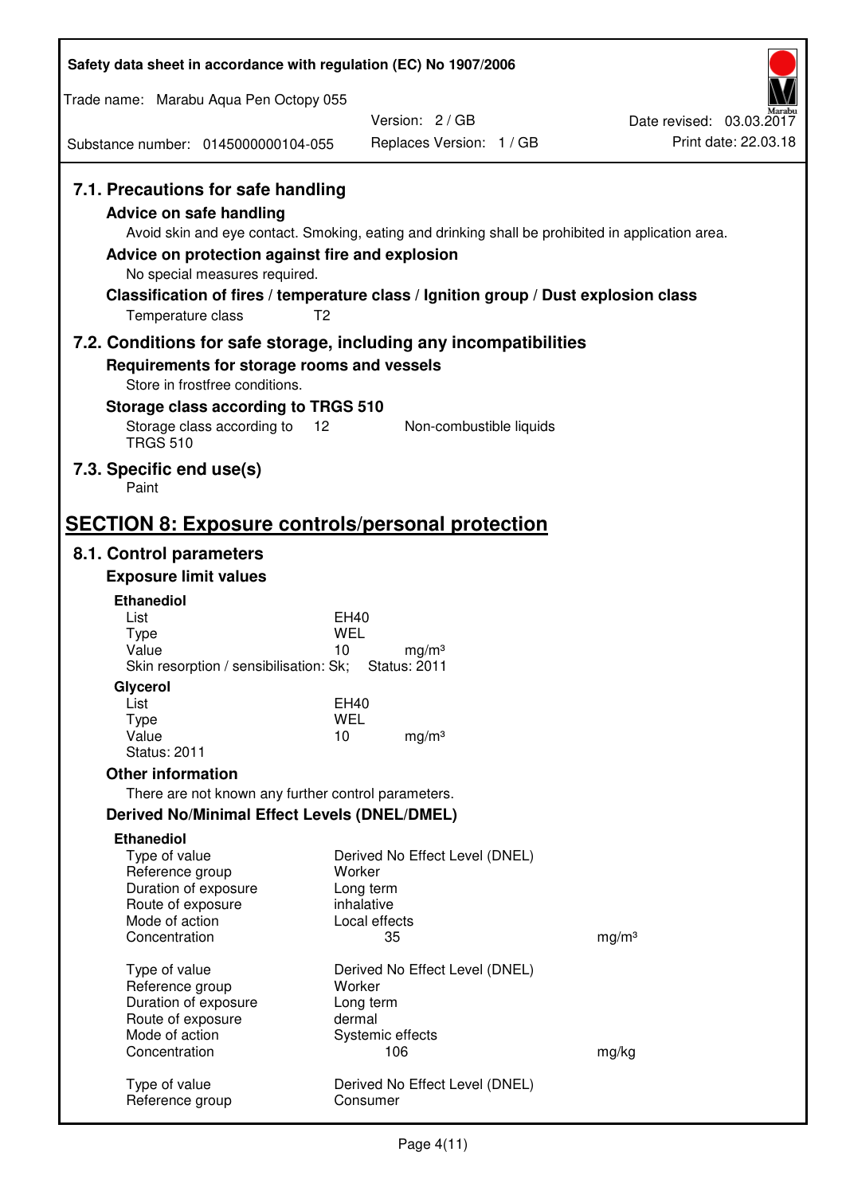### 7.1. Precautions for safe handling

**Advice on safe handling**

Avoid skin and eye contact. Smoking, eating and drinking shall be prohibited in application area.

**Advice on protection against fire and explosion**

No special measures required.

**Classification of fires / temperature class / Ignition group / Dust explosion class**

| | |
|---|---|
| Temperature class | T2 |

### 7.2. Conditions for safe storage, including any incompatibilities

**Requirements for storage rooms and vessels**

Store in frostfree conditions.

**Storage class according to TRGS 510**

| | | |
|---|---|---|
| Storage class according to TRGS 510 | 12 | Non-combustible liquids |

### 7.3. Specific end use(s)

Paint

## SECTION 8: Exposure controls/personal protection

### 8.1. Control parameters

**Exposure limit values**

**Ethanediol**

| | | |
|---|---|---|
| List | EH40 | |
| Type | WEL | |
| Value | 10 | mg/m³ |

Skin resorption / sensibilisation: Sk; Status: 2011

**Glycerol**

| | | |
|---|---|---|
| List | EH40 | |
| Type | WEL | |
| Value | 10 | mg/m³ |

Status: 2011

**Other information**

There are not known any further control parameters.

**Derived No/Minimal Effect Levels (DNEL/DMEL)**

**Ethanediol**

| | | |
|---|---|---|
| Type of value | Derived No Effect Level (DNEL) | |
| Reference group | Worker | |
| Duration of exposure | Long term | |
| Route of exposure | inhalative | |
| Mode of action | Local effects | |
| Concentration | 35 | mg/m³ |

| | | |
|---|---|---|
| Type of value | Derived No Effect Level (DNEL) | |
| Reference group | Worker | |
| Duration of exposure | Long term | |
| Route of exposure | dermal | |
| Mode of action | Systemic effects | |
| Concentration | 106 | mg/kg |

| | |
|---|---|
| Type of value | Derived No Effect Level (DNEL) |
| Reference group | Consumer |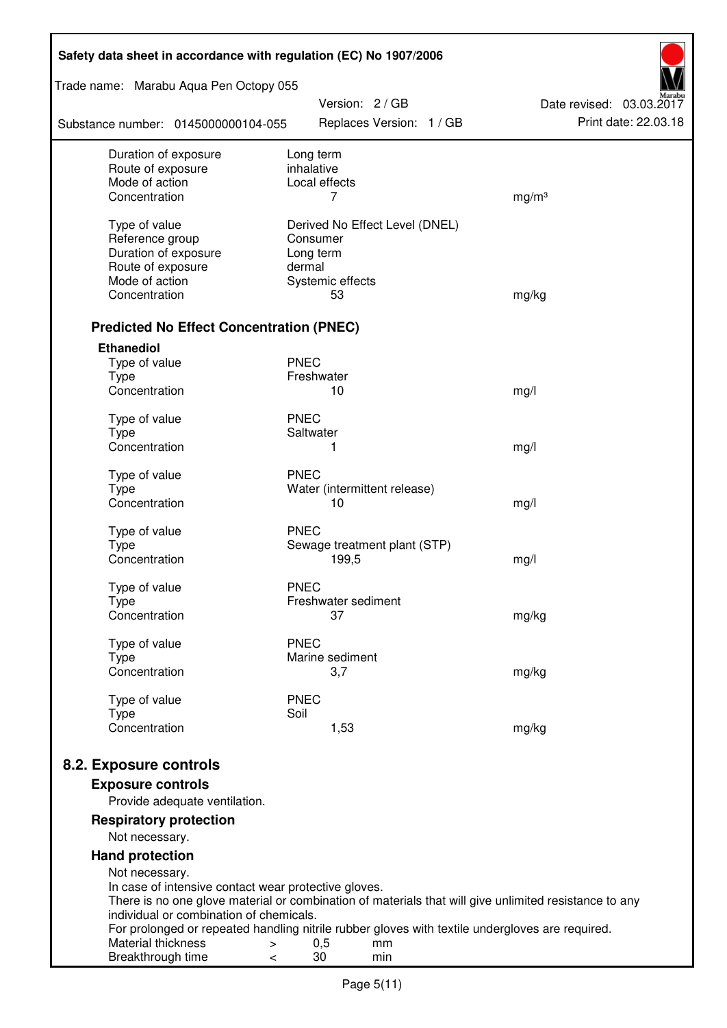| | | |
|---|---|---|
| Duration of exposure | Long term | |
| Route of exposure | inhalative | |
| Mode of action | Local effects | |
| Concentration | 7 | mg/m³ |
| | | |
| Type of value | Derived No Effect Level (DNEL) | |
| Reference group | Consumer | |
| Duration of exposure | Long term | |
| Route of exposure | dermal | |
| Mode of action | Systemic effects | |
| Concentration | 53 | mg/kg |

### Predicted No Effect Concentration (PNEC)

**Ethanediol**

| | | |
|---|---|---|
| Type of value | PNEC | |
| Type | Freshwater | |
| Concentration | 10 | mg/l |
| | | |
| Type of value | PNEC | |
| Type | Saltwater | |
| Concentration | 1 | mg/l |
| | | |
| Type of value | PNEC | |
| Type | Water (intermittent release) | |
| Concentration | 10 | mg/l |
| | | |
| Type of value | PNEC | |
| Type | Sewage treatment plant (STP) | |
| Concentration | 199,5 | mg/l |
| | | |
| Type of value | PNEC | |
| Type | Freshwater sediment | |
| Concentration | 37 | mg/kg |
| | | |
| Type of value | PNEC | |
| Type | Marine sediment | |
| Concentration | 3,7 | mg/kg |
| | | |
| Type of value | PNEC | |
| Type | Soil | |
| Concentration | 1,53 | mg/kg |

## 8.2. Exposure controls

### Exposure controls

Provide adequate ventilation.

### Respiratory protection

Not necessary.

### Hand protection

Not necessary.
In case of intensive contact wear protective gloves.
There is no one glove material or combination of materials that will give unlimited resistance to any individual or combination of chemicals.
For prolonged or repeated handling nitrile rubber gloves with textile undergloves are required.

| | | | |
|---|---|---|---|
| Material thickness | > | 0,5 | mm |
| Breakthrough time | < | 30 | min |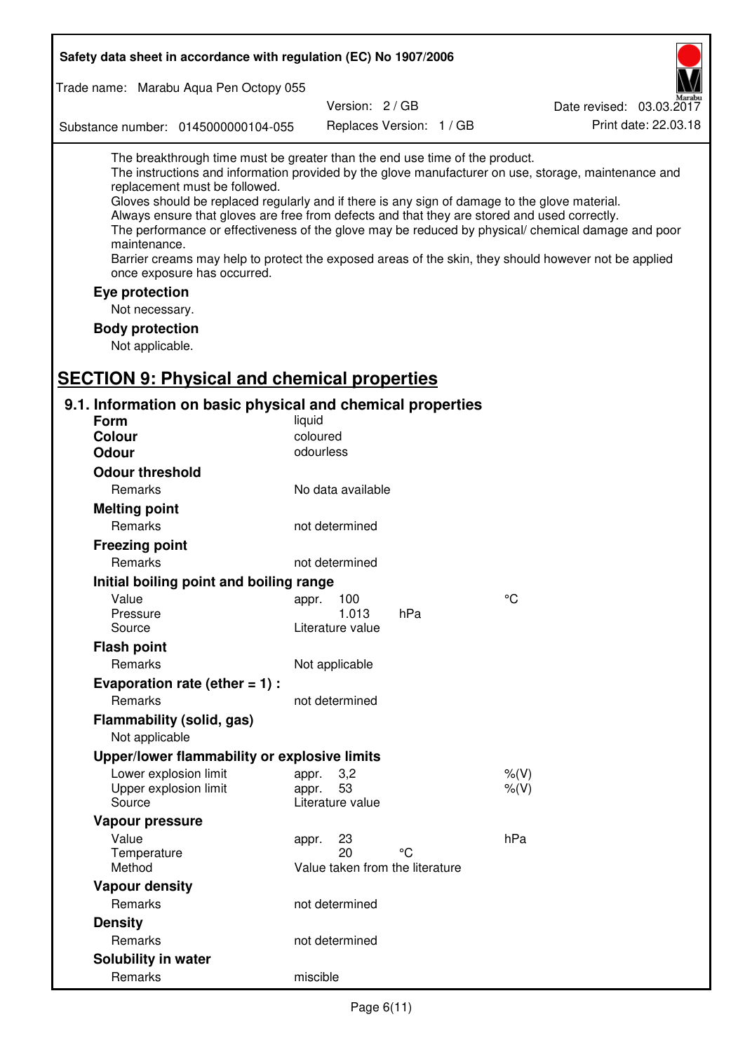The breakthrough time must be greater than the end use time of the product.
The instructions and information provided by the glove manufacturer on use, storage, maintenance and replacement must be followed.
Gloves should be replaced regularly and if there is any sign of damage to the glove material.
Always ensure that gloves are free from defects and that they are stored and used correctly.
The performance or effectiveness of the glove may be reduced by physical/ chemical damage and poor maintenance.
Barrier creams may help to protect the exposed areas of the skin, they should however not be applied once exposure has occurred.

**Eye protection**

Not necessary.

**Body protection**

Not applicable.

## SECTION 9: Physical and chemical properties

### 9.1. Information on basic physical and chemical properties

| | | | |
|---|---|---|---|
| **Form** | liquid | | |
| **Colour** | coloured | | |
| **Odour** | odourless | | |
| **Odour threshold** | | | |
| Remarks | No data available | | |
| **Melting point** | | | |
| Remarks | not determined | | |
| **Freezing point** | | | |
| Remarks | not determined | | |
| **Initial boiling point and boiling range** | | | |
| Value | appr. 100 | | °C |
| Pressure | 1.013 | hPa | |
| Source | Literature value | | |
| **Flash point** | | | |
| Remarks | Not applicable | | |
| **Evaporation rate (ether = 1) :** | | | |
| Remarks | not determined | | |
| **Flammability (solid, gas)** | | | |
| Not applicable | | | |
| **Upper/lower flammability or explosive limits** | | | |
| Lower explosion limit | appr. 3,2 | | %(V) |
| Upper explosion limit | appr. 53 | | %(V) |
| Source | Literature value | | |
| **Vapour pressure** | | | |
| Value | appr. 23 | | hPa |
| Temperature | 20 | °C | |
| Method | Value taken from the literature | | |
| **Vapour density** | | | |
| Remarks | not determined | | |
| **Density** | | | |
| Remarks | not determined | | |
| **Solubility in water** | | | |
| Remarks | miscible | | |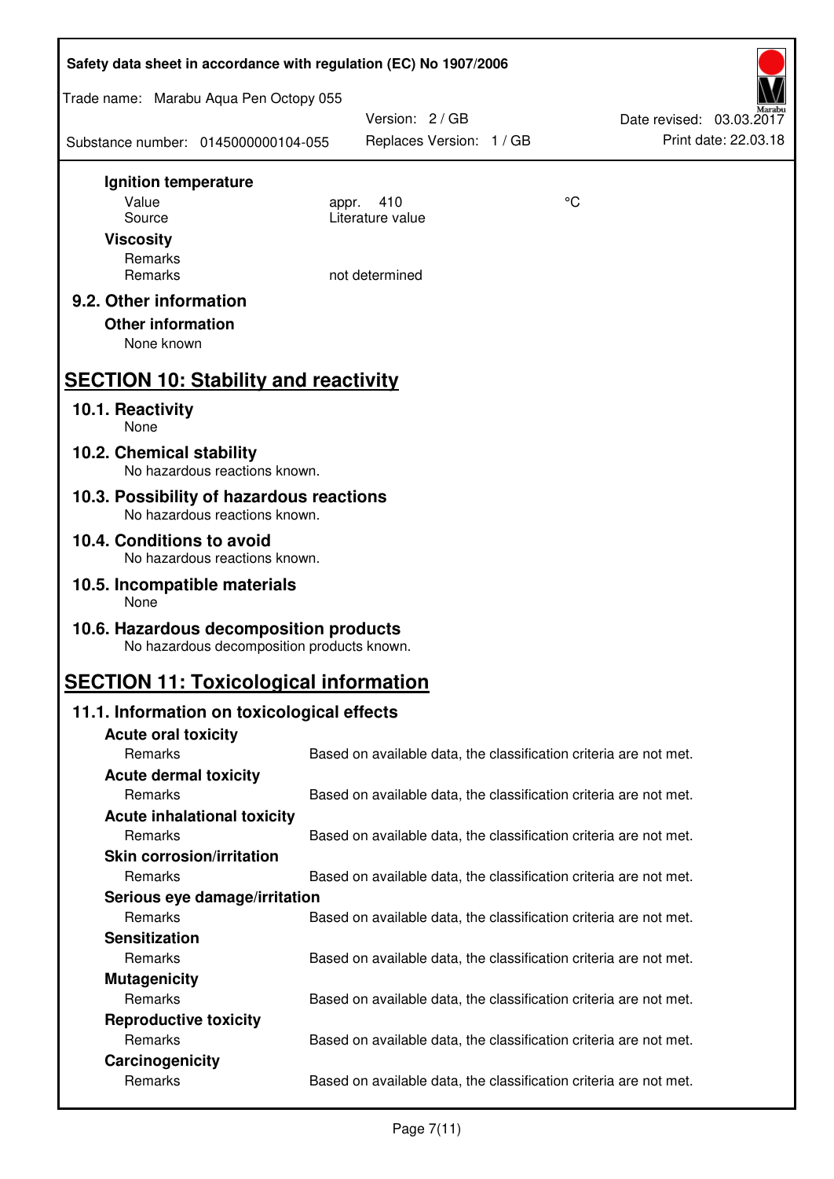**Ignition temperature**

| | | |
|---|---|---|
| Value | appr. 410 | °C |
| Source | Literature value | |

**Viscosity**

| | |
|---|---|
| Remarks | |
| Remarks | not determined |

### 9.2. Other information

**Other information**

None known

## SECTION 10: Stability and reactivity

### 10.1. Reactivity

None

### 10.2. Chemical stability

No hazardous reactions known.

### 10.3. Possibility of hazardous reactions

No hazardous reactions known.

### 10.4. Conditions to avoid

No hazardous reactions known.

### 10.5. Incompatible materials

None

### 10.6. Hazardous decomposition products

No hazardous decomposition products known.

## SECTION 11: Toxicological information

### 11.1. Information on toxicological effects

**Acute oral toxicity**

Remarks: Based on available data, the classification criteria are not met.

**Acute dermal toxicity**

Remarks: Based on available data, the classification criteria are not met.

**Acute inhalational toxicity**

Remarks: Based on available data, the classification criteria are not met.

**Skin corrosion/irritation**

Remarks: Based on available data, the classification criteria are not met.

**Serious eye damage/irritation**

Remarks: Based on available data, the classification criteria are not met.

**Sensitization**

Remarks: Based on available data, the classification criteria are not met.

**Mutagenicity**

Remarks: Based on available data, the classification criteria are not met.

**Reproductive toxicity**

Remarks: Based on available data, the classification criteria are not met.

**Carcinogenicity**

Remarks: Based on available data, the classification criteria are not met.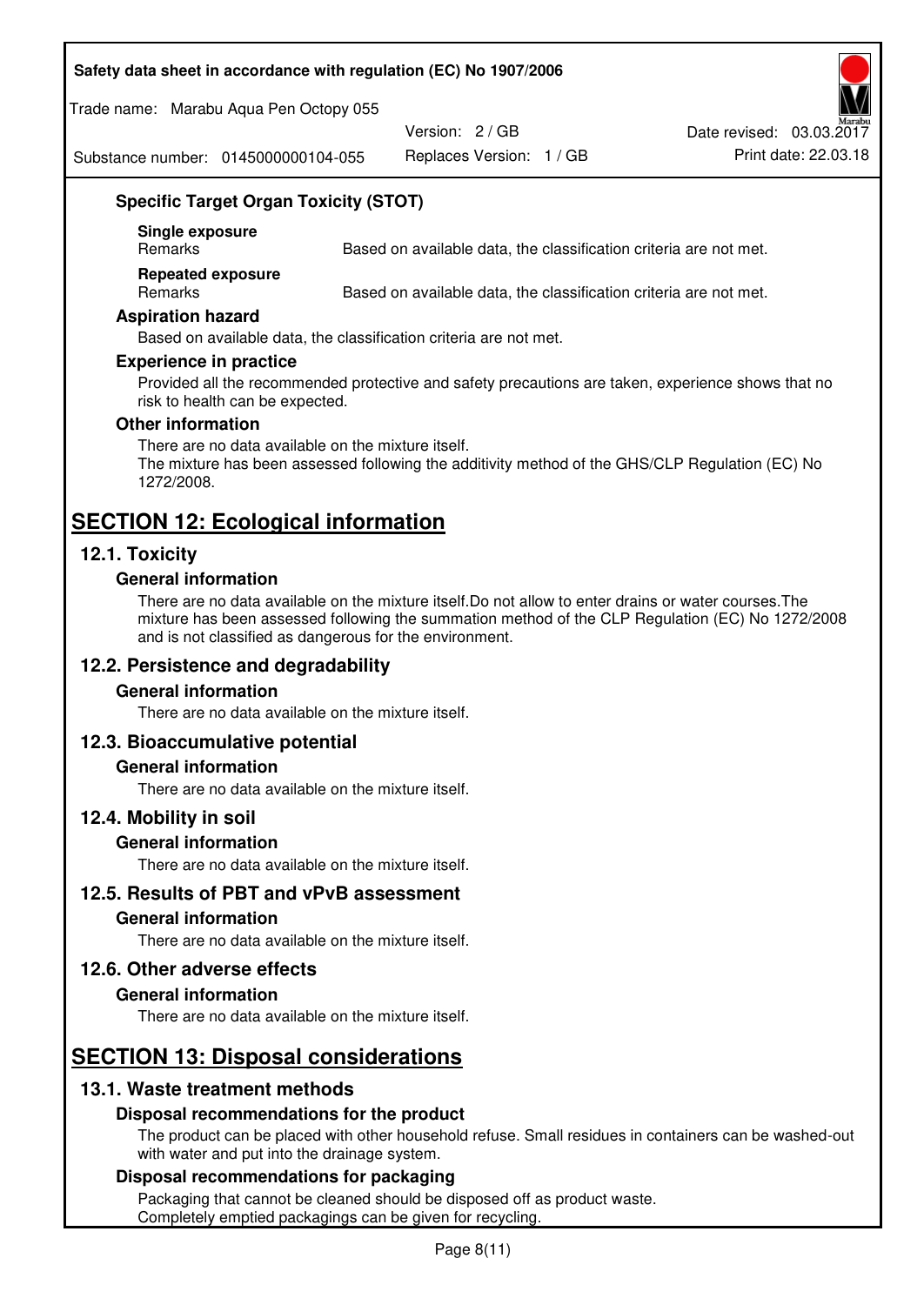### Specific Target Organ Toxicity (STOT)

**Single exposure**

| Remarks | Based on available data, the classification criteria are not met. |
| --- | --- |

**Repeated exposure**

| Remarks | Based on available data, the classification criteria are not met. |
| --- | --- |

### Aspiration hazard

Based on available data, the classification criteria are not met.

### Experience in practice

Provided all the recommended protective and safety precautions are taken, experience shows that no risk to health can be expected.

### Other information

There are no data available on the mixture itself.
The mixture has been assessed following the additivity method of the GHS/CLP Regulation (EC) No 1272/2008.

# SECTION 12: Ecological information

## 12.1. Toxicity

### General information

There are no data available on the mixture itself.Do not allow to enter drains or water courses.The mixture has been assessed following the summation method of the CLP Regulation (EC) No 1272/2008 and is not classified as dangerous for the environment.

## 12.2. Persistence and degradability

### General information

There are no data available on the mixture itself.

## 12.3. Bioaccumulative potential

### General information

There are no data available on the mixture itself.

## 12.4. Mobility in soil

### General information

There are no data available on the mixture itself.

## 12.5. Results of PBT and vPvB assessment

### General information

There are no data available on the mixture itself.

## 12.6. Other adverse effects

### General information

There are no data available on the mixture itself.

# SECTION 13: Disposal considerations

## 13.1. Waste treatment methods

### Disposal recommendations for the product

The product can be placed with other household refuse. Small residues in containers can be washed-out with water and put into the drainage system.

### Disposal recommendations for packaging

Packaging that cannot be cleaned should be disposed off as product waste.
Completely emptied packagings can be given for recycling.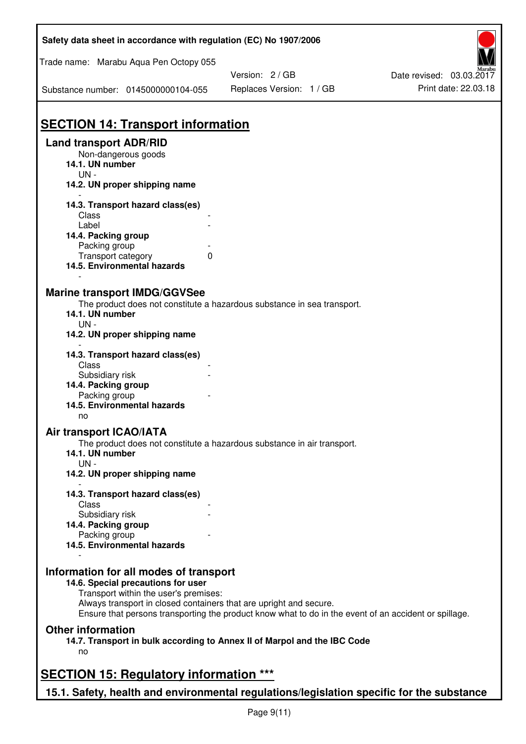# SECTION 14: Transport information

## Land transport ADR/RID

Non-dangerous goods

**14.1. UN number**

UN -

**14.2. UN proper shipping name**

-

**14.3. Transport hazard class(es)**

| | |
|---|---|
| Class | - |
| Label | - |

**14.4. Packing group**

| | |
|---|---|
| Packing group | - |
| Transport category | 0 |

**14.5. Environmental hazards**

-

## Marine transport IMDG/GGVSee

The product does not constitute a hazardous substance in sea transport.

**14.1. UN number**

UN -

**14.2. UN proper shipping name**

-

**14.3. Transport hazard class(es)**

| | |
|---|---|
| Class | - |
| Subsidiary risk | - |

**14.4. Packing group**

| | |
|---|---|
| Packing group | - |

**14.5. Environmental hazards**

no

## Air transport ICAO/IATA

The product does not constitute a hazardous substance in air transport.

**14.1. UN number**

UN -

**14.2. UN proper shipping name**

-

**14.3. Transport hazard class(es)**

| | |
|---|---|
| Class | - |
| Subsidiary risk | - |

**14.4. Packing group**

| | |
|---|---|
| Packing group | - |

**14.5. Environmental hazards**

-

## Information for all modes of transport

**14.6. Special precautions for user**

Transport within the user's premises:
Always transport in closed containers that are upright and secure.
Ensure that persons transporting the product know what to do in the event of an accident or spillage.

## Other information

**14.7. Transport in bulk according to Annex II of Marpol and the IBC Code**

no

# SECTION 15: Regulatory information ***

## 15.1. Safety, health and environmental regulations/legislation specific for the substance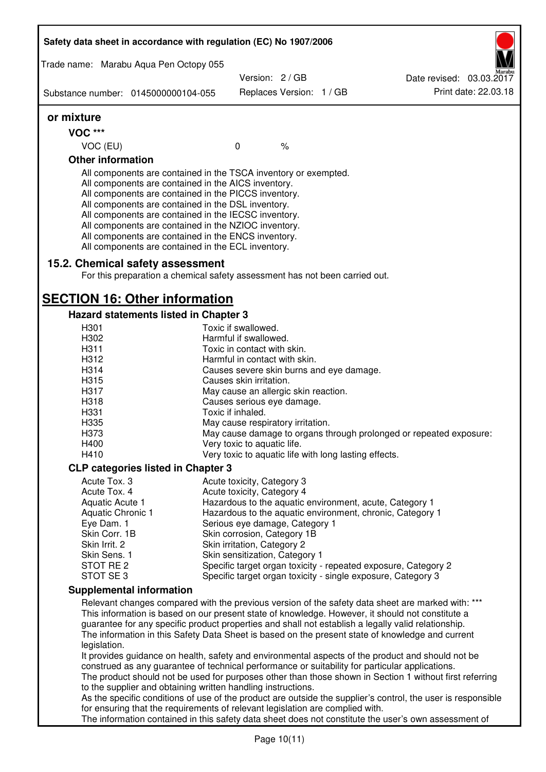**or mixture**

**VOC \*\*\***

| | | |
|---|---|---|
| VOC (EU) | 0 | % |

**Other information**

All components are contained in the TSCA inventory or exempted.
All components are contained in the AICS inventory.
All components are contained in the PICCS inventory.
All components are contained in the DSL inventory.
All components are contained in the IECSC inventory.
All components are contained in the NZIOC inventory.
All components are contained in the ENCS inventory.
All components are contained in the ECL inventory.

### 15.2. Chemical safety assessment

For this preparation a chemical safety assessment has not been carried out.

## SECTION 16: Other information

### Hazard statements listed in Chapter 3

| | |
|---|---|
| H301 | Toxic if swallowed. |
| H302 | Harmful if swallowed. |
| H311 | Toxic in contact with skin. |
| H312 | Harmful in contact with skin. |
| H314 | Causes severe skin burns and eye damage. |
| H315 | Causes skin irritation. |
| H317 | May cause an allergic skin reaction. |
| H318 | Causes serious eye damage. |
| H331 | Toxic if inhaled. |
| H335 | May cause respiratory irritation. |
| H373 | May cause damage to organs through prolonged or repeated exposure: |
| H400 | Very toxic to aquatic life. |
| H410 | Very toxic to aquatic life with long lasting effects. |

### CLP categories listed in Chapter 3

| | |
|---|---|
| Acute Tox. 3 | Acute toxicity, Category 3 |
| Acute Tox. 4 | Acute toxicity, Category 4 |
| Aquatic Acute 1 | Hazardous to the aquatic environment, acute, Category 1 |
| Aquatic Chronic 1 | Hazardous to the aquatic environment, chronic, Category 1 |
| Eye Dam. 1 | Serious eye damage, Category 1 |
| Skin Corr. 1B | Skin corrosion, Category 1B |
| Skin Irrit. 2 | Skin irritation, Category 2 |
| Skin Sens. 1 | Skin sensitization, Category 1 |
| STOT RE 2 | Specific target organ toxicity - repeated exposure, Category 2 |
| STOT SE 3 | Specific target organ toxicity - single exposure, Category 3 |

### Supplemental information

Relevant changes compared with the previous version of the safety data sheet are marked with: \*\*\*
This information is based on our present state of knowledge. However, it should not constitute a guarantee for any specific product properties and shall not establish a legally valid relationship.
The information in this Safety Data Sheet is based on the present state of knowledge and current legislation.
It provides guidance on health, safety and environmental aspects of the product and should not be construed as any guarantee of technical performance or suitability for particular applications.
The product should not be used for purposes other than those shown in Section 1 without first referring to the supplier and obtaining written handling instructions.
As the specific conditions of use of the product are outside the supplier's control, the user is responsible for ensuring that the requirements of relevant legislation are complied with.
The information contained in this safety data sheet does not constitute the user's own assessment of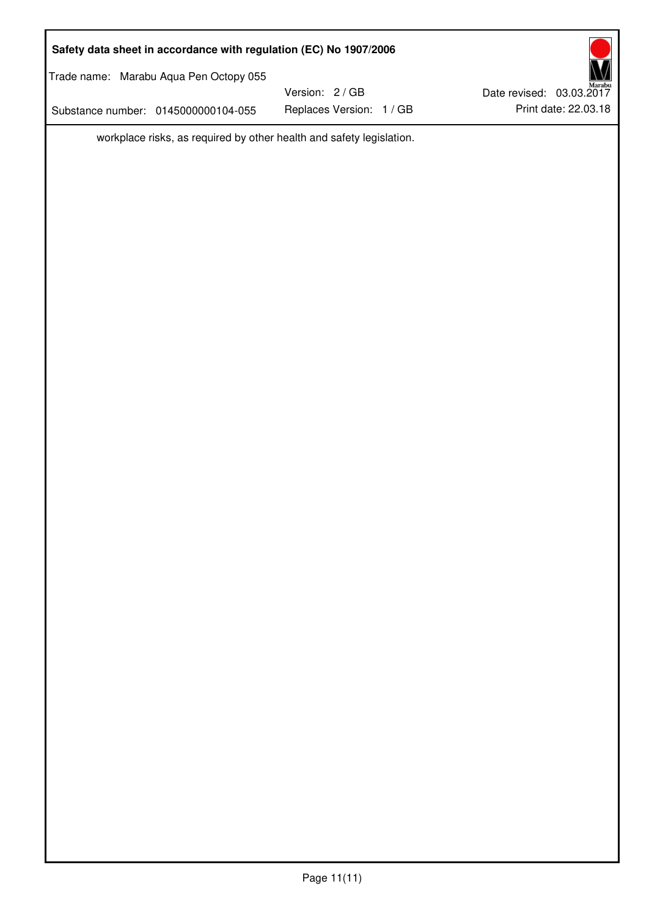workplace risks, as required by other health and safety legislation.